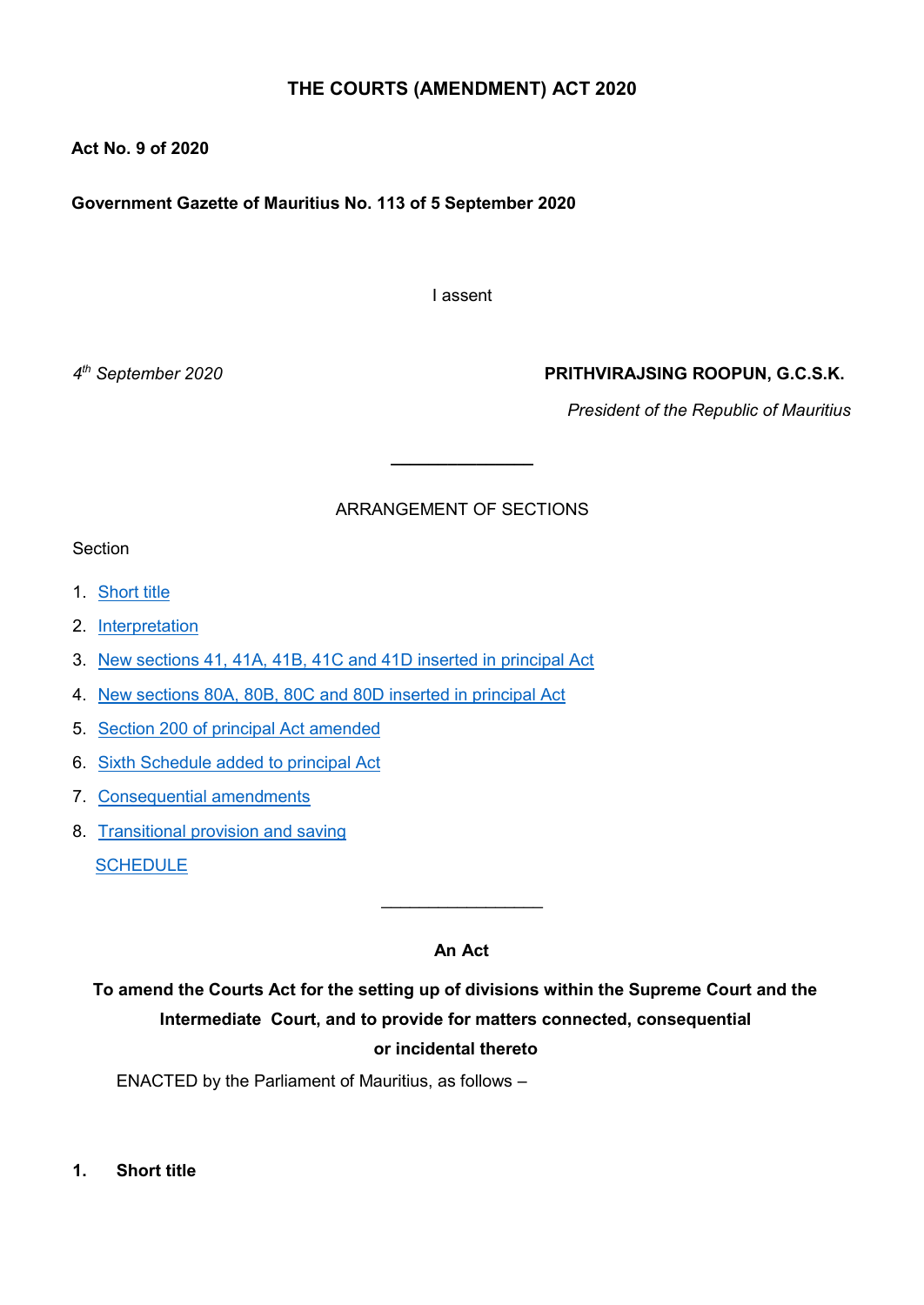# THE COURTS (AMENDMENT) ACT 2020

**Act No. 9 of 2020**

**Government Gazette of Mauritius No. 113 of 5 September 2020**

I assent

*4th September 2020*

**PRITHVIRAJSING ROOPUN, G.C.S.K.**

*President of the Republic of Mauritius*

---

ARRANGEMENT OF SECTIONS

Section

1. Short title
2. Interpretation
3. New sections 41, 41A, 41B, 41C and 41D inserted in principal Act
4. New sections 80A, 80B, 80C and 80D inserted in principal Act
5. Section 200 of principal Act amended
6. Sixth Schedule added to principal Act
7. Consequential amendments
8. Transitional provision and saving

SCHEDULE

---

**An Act**

**To amend the Courts Act for the setting up of divisions within the Supreme Court and the Intermediate Court, and to provide for matters connected, consequential or incidental thereto**

ENACTED by the Parliament of Mauritius, as follows –

**1. Short title**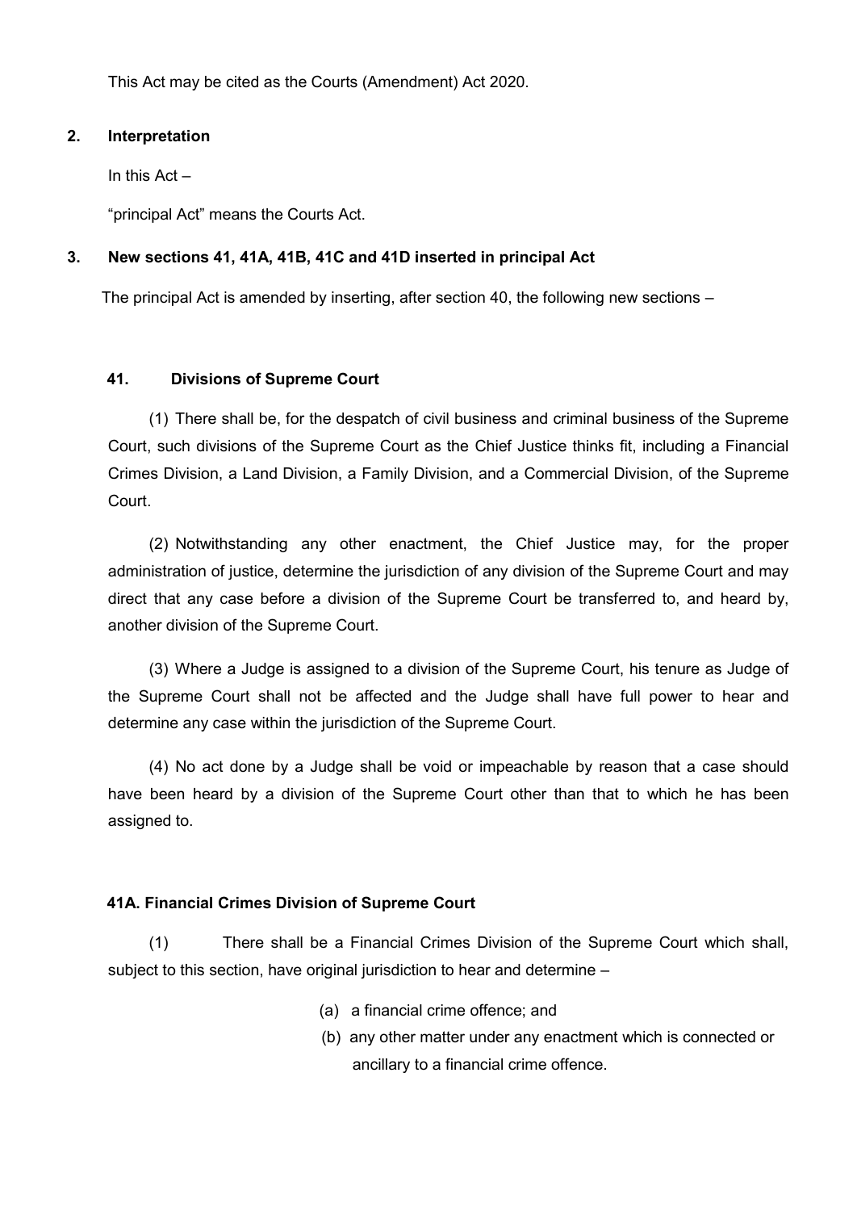This Act may be cited as the Courts (Amendment) Act 2020.

## 2. Interpretation

In this Act –

"principal Act" means the Courts Act.

## 3. New sections 41, 41A, 41B, 41C and 41D inserted in principal Act

The principal Act is amended by inserting, after section 40, the following new sections –

### 41. Divisions of Supreme Court

(1) There shall be, for the despatch of civil business and criminal business of the Supreme Court, such divisions of the Supreme Court as the Chief Justice thinks fit, including a Financial Crimes Division, a Land Division, a Family Division, and a Commercial Division, of the Supreme Court.

(2) Notwithstanding any other enactment, the Chief Justice may, for the proper administration of justice, determine the jurisdiction of any division of the Supreme Court and may direct that any case before a division of the Supreme Court be transferred to, and heard by, another division of the Supreme Court.

(3) Where a Judge is assigned to a division of the Supreme Court, his tenure as Judge of the Supreme Court shall not be affected and the Judge shall have full power to hear and determine any case within the jurisdiction of the Supreme Court.

(4) No act done by a Judge shall be void or impeachable by reason that a case should have been heard by a division of the Supreme Court other than that to which he has been assigned to.

### 41A. Financial Crimes Division of Supreme Court

(1) There shall be a Financial Crimes Division of the Supreme Court which shall, subject to this section, have original jurisdiction to hear and determine –

(a) a financial crime offence; and

(b) any other matter under any enactment which is connected or ancillary to a financial crime offence.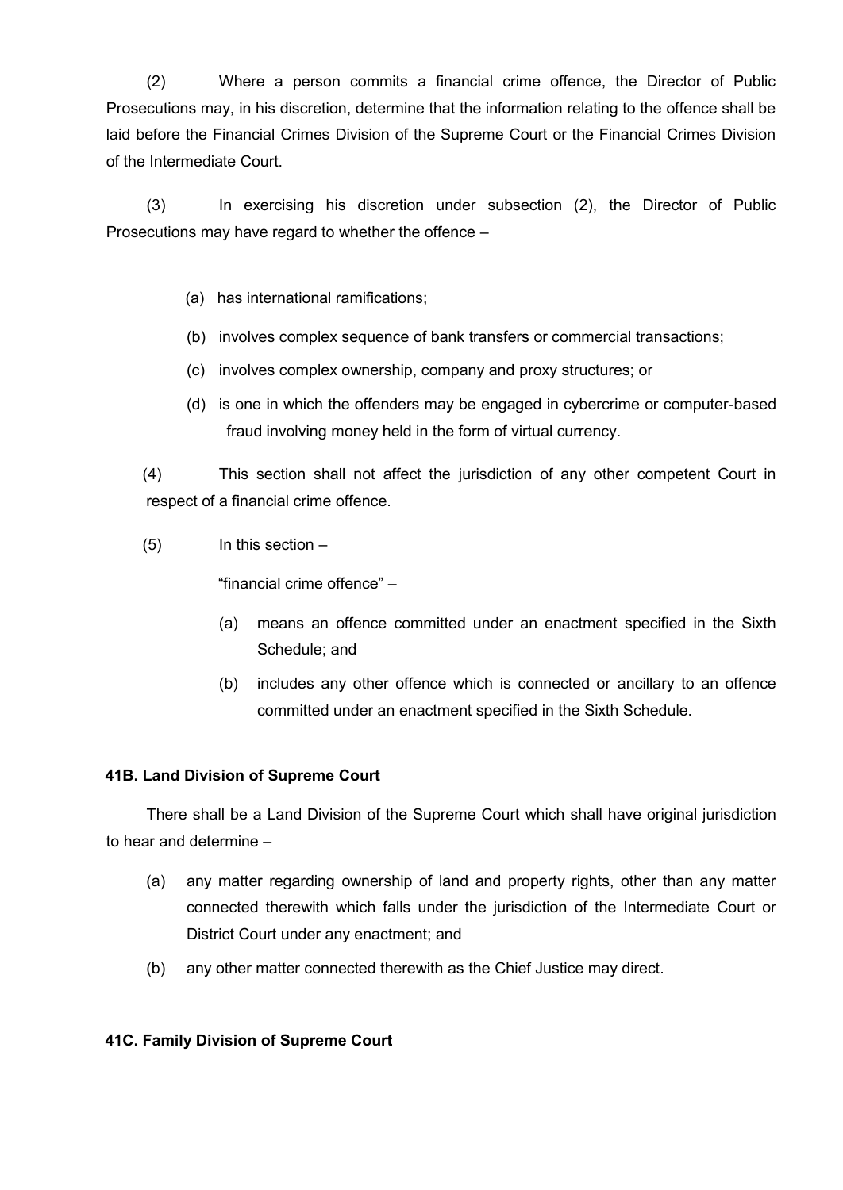(2) Where a person commits a financial crime offence, the Director of Public Prosecutions may, in his discretion, determine that the information relating to the offence shall be laid before the Financial Crimes Division of the Supreme Court or the Financial Crimes Division of the Intermediate Court.

(3) In exercising his discretion under subsection (2), the Director of Public Prosecutions may have regard to whether the offence –

(a) has international ramifications;

(b) involves complex sequence of bank transfers or commercial transactions;

(c) involves complex ownership, company and proxy structures; or

(d) is one in which the offenders may be engaged in cybercrime or computer-based fraud involving money held in the form of virtual currency.

(4) This section shall not affect the jurisdiction of any other competent Court in respect of a financial crime offence.

(5) In this section –

"financial crime offence" –

(a) means an offence committed under an enactment specified in the Sixth Schedule; and

(b) includes any other offence which is connected or ancillary to an offence committed under an enactment specified in the Sixth Schedule.

**41B. Land Division of Supreme Court**

There shall be a Land Division of the Supreme Court which shall have original jurisdiction to hear and determine –

(a) any matter regarding ownership of land and property rights, other than any matter connected therewith which falls under the jurisdiction of the Intermediate Court or District Court under any enactment; and

(b) any other matter connected therewith as the Chief Justice may direct.

**41C. Family Division of Supreme Court**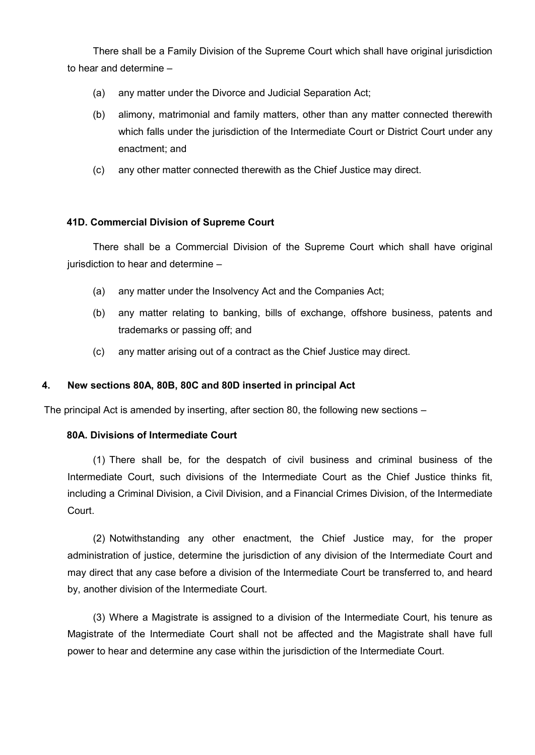There shall be a Family Division of the Supreme Court which shall have original jurisdiction to hear and determine –

(a) any matter under the Divorce and Judicial Separation Act;

(b) alimony, matrimonial and family matters, other than any matter connected therewith which falls under the jurisdiction of the Intermediate Court or District Court under any enactment; and

(c) any other matter connected therewith as the Chief Justice may direct.

**41D. Commercial Division of Supreme Court**

There shall be a Commercial Division of the Supreme Court which shall have original jurisdiction to hear and determine –

(a) any matter under the Insolvency Act and the Companies Act;

(b) any matter relating to banking, bills of exchange, offshore business, patents and trademarks or passing off; and

(c) any matter arising out of a contract as the Chief Justice may direct.

## 4. New sections 80A, 80B, 80C and 80D inserted in principal Act

The principal Act is amended by inserting, after section 80, the following new sections –

**80A. Divisions of Intermediate Court**

(1) There shall be, for the despatch of civil business and criminal business of the Intermediate Court, such divisions of the Intermediate Court as the Chief Justice thinks fit, including a Criminal Division, a Civil Division, and a Financial Crimes Division, of the Intermediate Court.

(2) Notwithstanding any other enactment, the Chief Justice may, for the proper administration of justice, determine the jurisdiction of any division of the Intermediate Court and may direct that any case before a division of the Intermediate Court be transferred to, and heard by, another division of the Intermediate Court.

(3) Where a Magistrate is assigned to a division of the Intermediate Court, his tenure as Magistrate of the Intermediate Court shall not be affected and the Magistrate shall have full power to hear and determine any case within the jurisdiction of the Intermediate Court.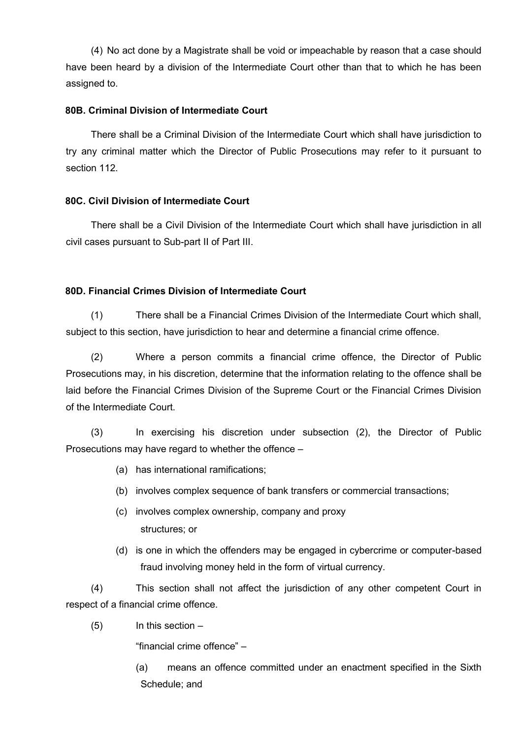(4) No act done by a Magistrate shall be void or impeachable by reason that a case should have been heard by a division of the Intermediate Court other than that to which he has been assigned to.

**80B. Criminal Division of Intermediate Court**

There shall be a Criminal Division of the Intermediate Court which shall have jurisdiction to try any criminal matter which the Director of Public Prosecutions may refer to it pursuant to section 112.

**80C. Civil Division of Intermediate Court**

There shall be a Civil Division of the Intermediate Court which shall have jurisdiction in all civil cases pursuant to Sub-part II of Part III.

**80D. Financial Crimes Division of Intermediate Court**

(1) There shall be a Financial Crimes Division of the Intermediate Court which shall, subject to this section, have jurisdiction to hear and determine a financial crime offence.

(2) Where a person commits a financial crime offence, the Director of Public Prosecutions may, in his discretion, determine that the information relating to the offence shall be laid before the Financial Crimes Division of the Supreme Court or the Financial Crimes Division of the Intermediate Court.

(3) In exercising his discretion under subsection (2), the Director of Public Prosecutions may have regard to whether the offence –

- (a) has international ramifications;
- (b) involves complex sequence of bank transfers or commercial transactions;
- (c) involves complex ownership, company and proxy structures; or
- (d) is one in which the offenders may be engaged in cybercrime or computer-based fraud involving money held in the form of virtual currency.

(4) This section shall not affect the jurisdiction of any other competent Court in respect of a financial crime offence.

(5) In this section –

"financial crime offence" –

- (a) means an offence committed under an enactment specified in the Sixth Schedule; and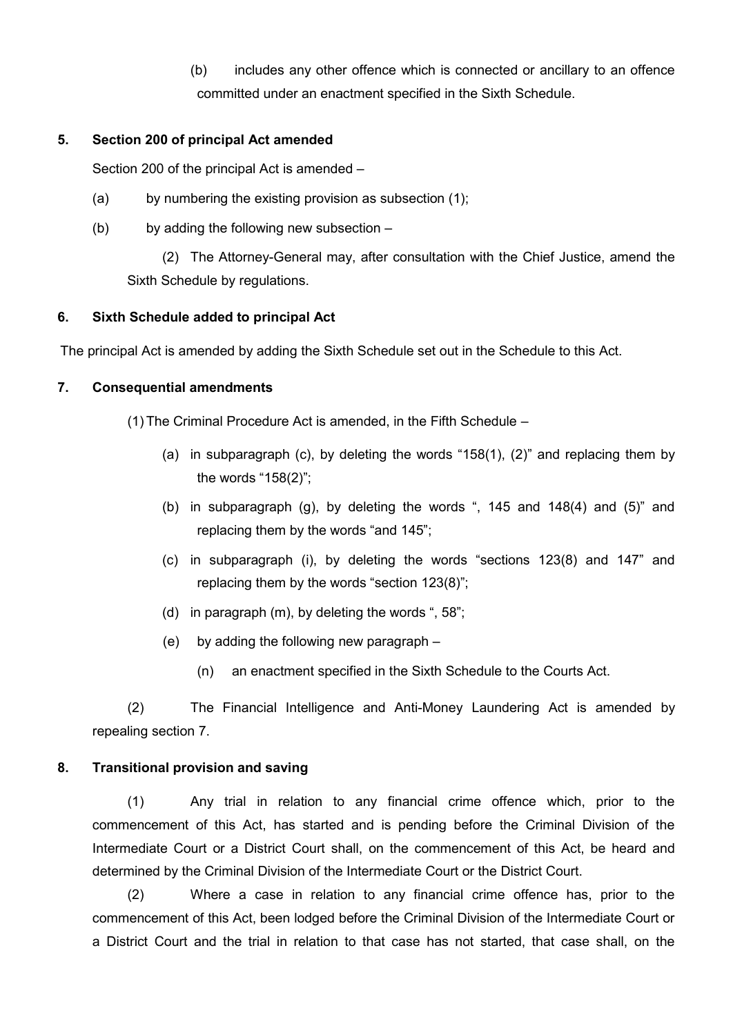(b) includes any other offence which is connected or ancillary to an offence committed under an enactment specified in the Sixth Schedule.

**5. Section 200 of principal Act amended**

Section 200 of the principal Act is amended –

(a) by numbering the existing provision as subsection (1);

(b) by adding the following new subsection –

(2) The Attorney-General may, after consultation with the Chief Justice, amend the Sixth Schedule by regulations.

**6. Sixth Schedule added to principal Act**

The principal Act is amended by adding the Sixth Schedule set out in the Schedule to this Act.

**7. Consequential amendments**

(1) The Criminal Procedure Act is amended, in the Fifth Schedule –

(a) in subparagraph (c), by deleting the words "158(1), (2)" and replacing them by the words "158(2)";

(b) in subparagraph (g), by deleting the words ", 145 and 148(4) and (5)" and replacing them by the words "and 145";

(c) in subparagraph (i), by deleting the words "sections 123(8) and 147" and replacing them by the words "section 123(8)";

(d) in paragraph (m), by deleting the words ", 58";

(e) by adding the following new paragraph –

(n) an enactment specified in the Sixth Schedule to the Courts Act.

(2) The Financial Intelligence and Anti-Money Laundering Act is amended by repealing section 7.

**8. Transitional provision and saving**

(1) Any trial in relation to any financial crime offence which, prior to the commencement of this Act, has started and is pending before the Criminal Division of the Intermediate Court or a District Court shall, on the commencement of this Act, be heard and determined by the Criminal Division of the Intermediate Court or the District Court.

(2) Where a case in relation to any financial crime offence has, prior to the commencement of this Act, been lodged before the Criminal Division of the Intermediate Court or a District Court and the trial in relation to that case has not started, that case shall, on the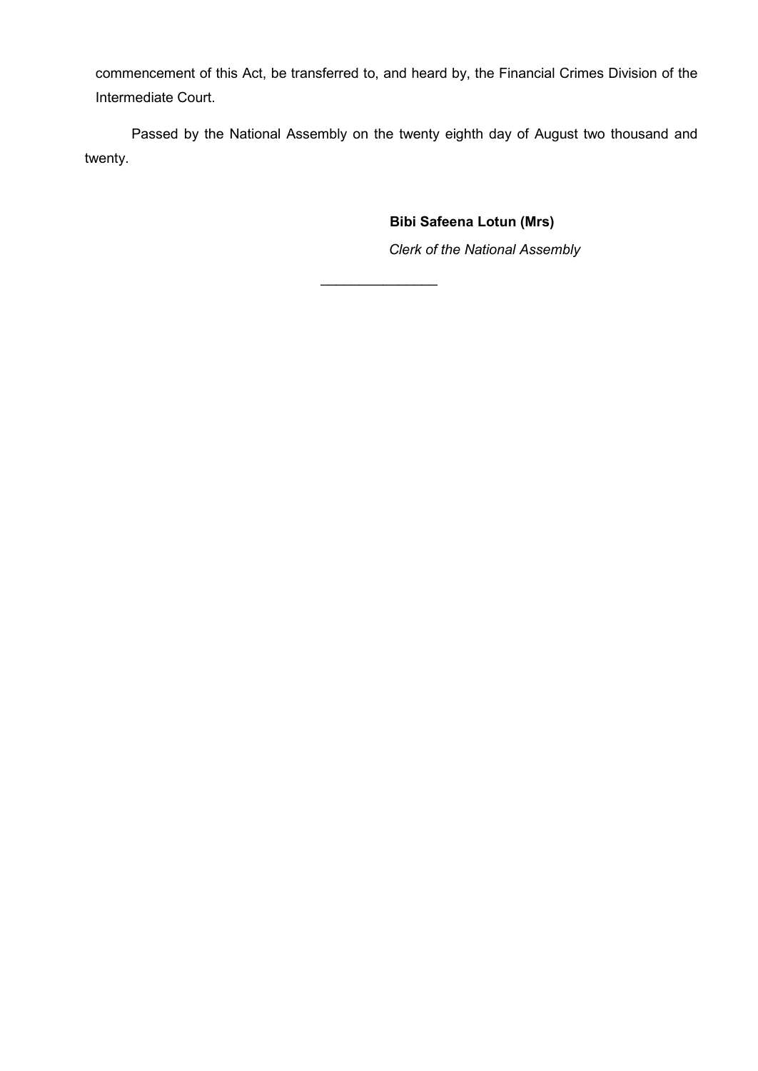commencement of this Act, be transferred to, and heard by, the Financial Crimes Division of the Intermediate Court.

Passed by the National Assembly on the twenty eighth day of August two thousand and twenty.

**Bibi Safeena Lotun (Mrs)**

*Clerk of the National Assembly*

_______________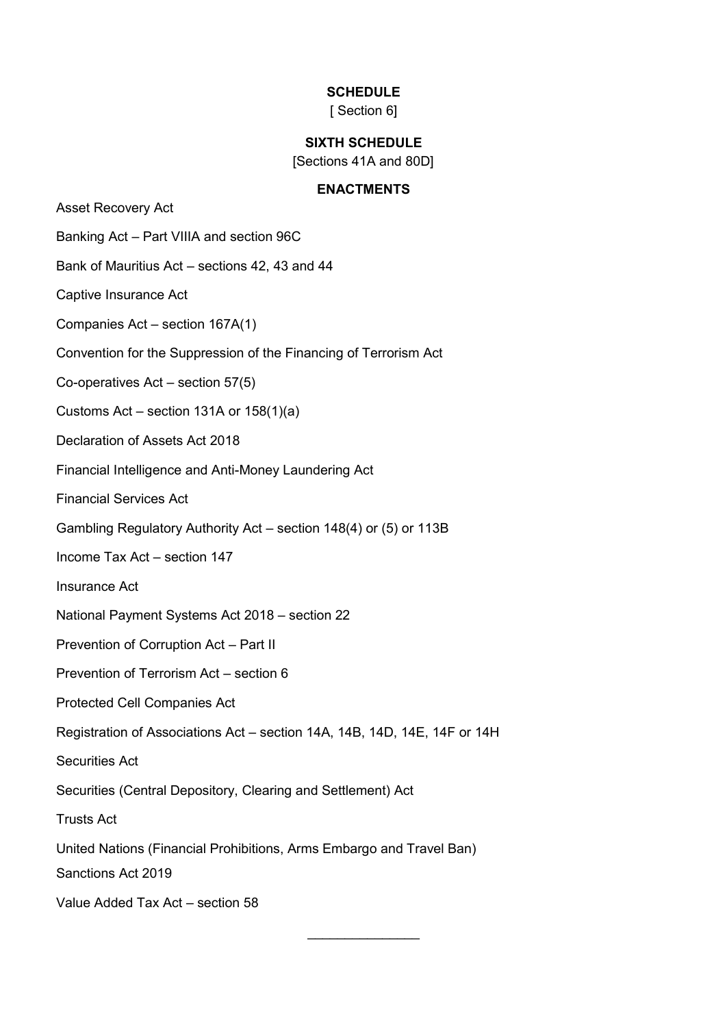**SCHEDULE**

[ Section 6]

**SIXTH SCHEDULE**

[Sections 41A and 80D]

**ENACTMENTS**

Asset Recovery Act

Banking Act – Part VIIIA and section 96C

Bank of Mauritius Act – sections 42, 43 and 44

Captive Insurance Act

Companies Act – section 167A(1)

Convention for the Suppression of the Financing of Terrorism Act

Co-operatives Act – section 57(5)

Customs Act – section 131A or 158(1)(a)

Declaration of Assets Act 2018

Financial Intelligence and Anti-Money Laundering Act

Financial Services Act

Gambling Regulatory Authority Act – section 148(4) or (5) or 113B

Income Tax Act – section 147

Insurance Act

National Payment Systems Act 2018 – section 22

Prevention of Corruption Act – Part II

Prevention of Terrorism Act – section 6

Protected Cell Companies Act

Registration of Associations Act – section 14A, 14B, 14D, 14E, 14F or 14H

Securities Act

Securities (Central Depository, Clearing and Settlement) Act

Trusts Act

United Nations (Financial Prohibitions, Arms Embargo and Travel Ban) Sanctions Act 2019

Value Added Tax Act – section 58

---